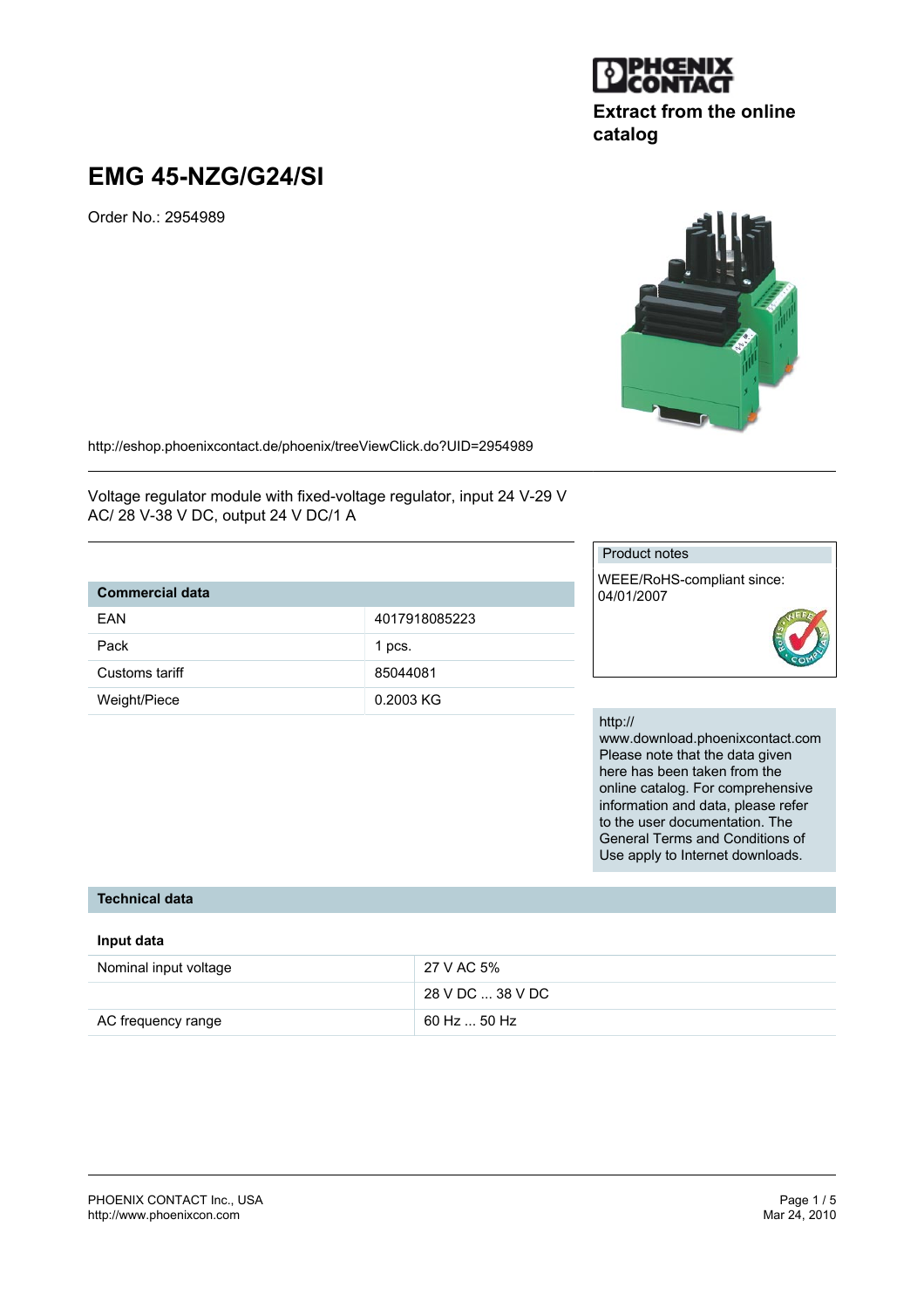Extract from the online catalog

# EMG 45-NZG/G24/SI

Order No.: 2954989

http://eshop.phoenixcontact.de/phoenix/treeViewClick.do?UID=2954989

Voltage regulator module with fixed-voltage regulator, input 24 V-29 V AC/ 28 V-38 V DC, output 24 V DC/1 A

| Commercial data | |
|---|---|
| EAN | 4017918085223 |
| Pack | 1 pcs. |
| Customs tariff | 85044081 |
| Weight/Piece | 0.2003 KG |

Product notes

WEEE/RoHS-compliant since: 04/01/2007

http://www.download.phoenixcontact.com
Please note that the data given here has been taken from the online catalog. For comprehensive information and data, please refer to the user documentation. The General Terms and Conditions of Use apply to Internet downloads.

## Technical data

### Input data

| | |
|---|---|
| Nominal input voltage | 27 V AC 5% |
| | 28 V DC ... 38 V DC |
| AC frequency range | 60 Hz ... 50 Hz |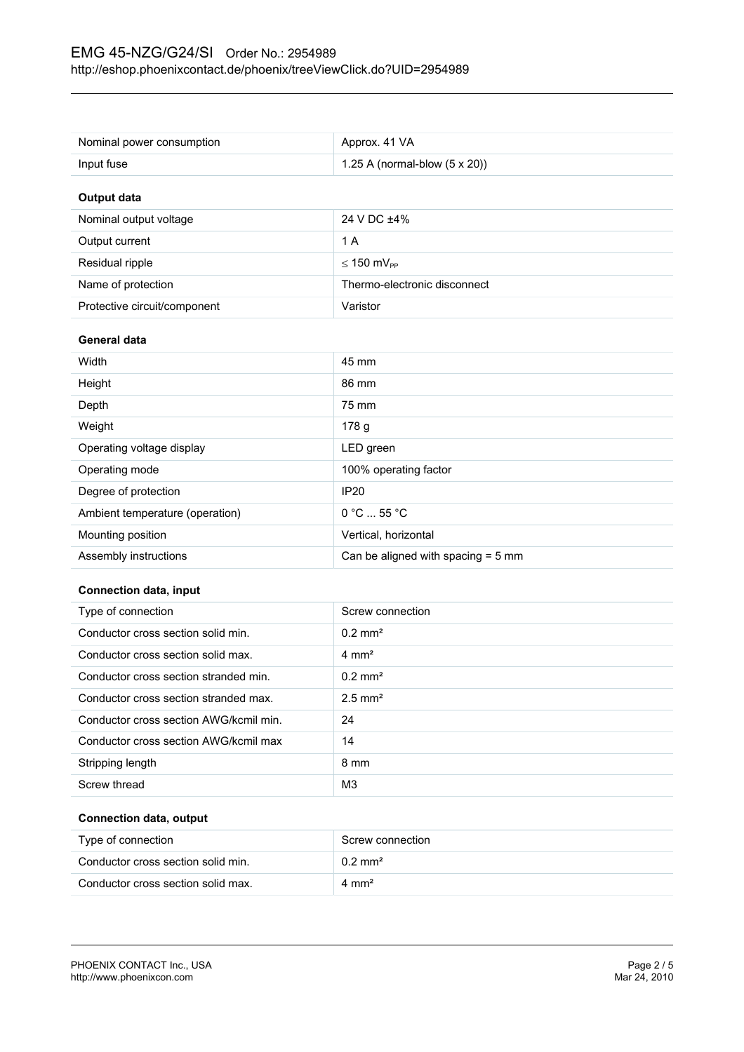| | |
|---|---|
| Nominal power consumption | Approx. 41 VA |
| Input fuse | 1.25 A (normal-blow (5 x 20)) |

**Output data**

| | |
|---|---|
| Nominal output voltage | 24 V DC ±4% |
| Output current | 1 A |
| Residual ripple | ≤ 150 $mV_{PP}$ |
| Name of protection | Thermo-electronic disconnect |
| Protective circuit/component | Varistor |

**General data**

| | |
|---|---|
| Width | 45 mm |
| Height | 86 mm |
| Depth | 75 mm |
| Weight | 178 g |
| Operating voltage display | LED green |
| Operating mode | 100% operating factor |
| Degree of protection | IP20 |
| Ambient temperature (operation) | 0 °C ... 55 °C |
| Mounting position | Vertical, horizontal |
| Assembly instructions | Can be aligned with spacing = 5 mm |

**Connection data, input**

| | |
|---|---|
| Type of connection | Screw connection |
| Conductor cross section solid min. | 0.2 mm² |
| Conductor cross section solid max. | 4 mm² |
| Conductor cross section stranded min. | 0.2 mm² |
| Conductor cross section stranded max. | 2.5 mm² |
| Conductor cross section AWG/kcmil min. | 24 |
| Conductor cross section AWG/kcmil max | 14 |
| Stripping length | 8 mm |
| Screw thread | M3 |

**Connection data, output**

| | |
|---|---|
| Type of connection | Screw connection |
| Conductor cross section solid min. | 0.2 mm² |
| Conductor cross section solid max. | 4 mm² |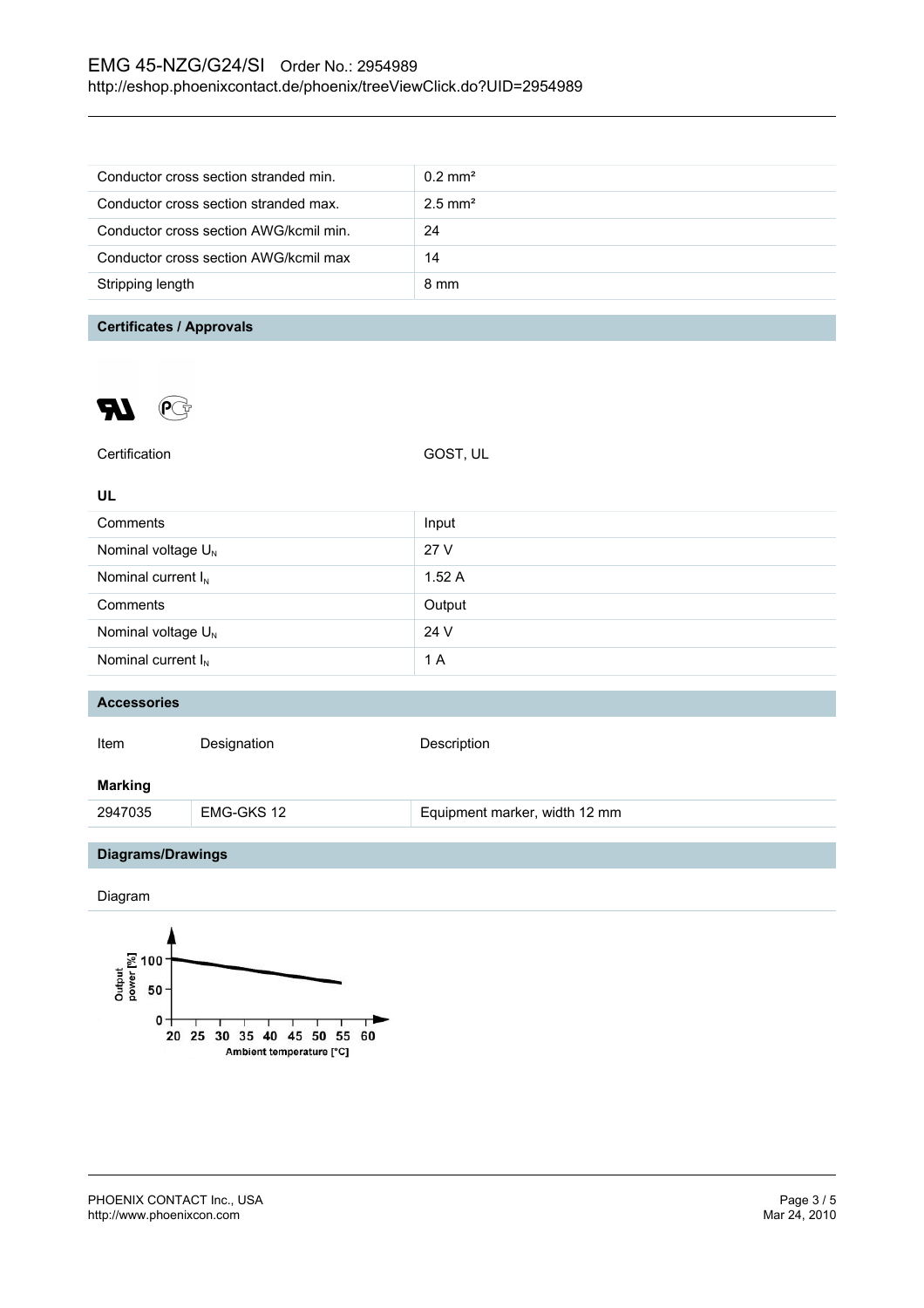| Conductor cross section stranded min. | 0.2 mm² |
| --- | --- |
| Conductor cross section stranded max. | 2.5 mm² |
| Conductor cross section AWG/kcmil min. | 24 |
| Conductor cross section AWG/kcmil max | 14 |
| Stripping length | 8 mm |

## Certificates / Approvals

| Certification | GOST, UL |
| --- | --- |

### UL

| Comments | Input |
| --- | --- |
| Nominal voltage $U_N$ | 27 V |
| Nominal current $I_N$ | 1.52 A |
| Comments | Output |
| Nominal voltage $U_N$ | 24 V |
| Nominal current $I_N$ | 1 A |

## Accessories

| Item | Designation | Description |
| --- | --- | --- |
| **Marking** | | |
| 2947035 | EMG-GKS 12 | Equipment marker, width 12 mm |

## Diagrams/Drawings

Diagram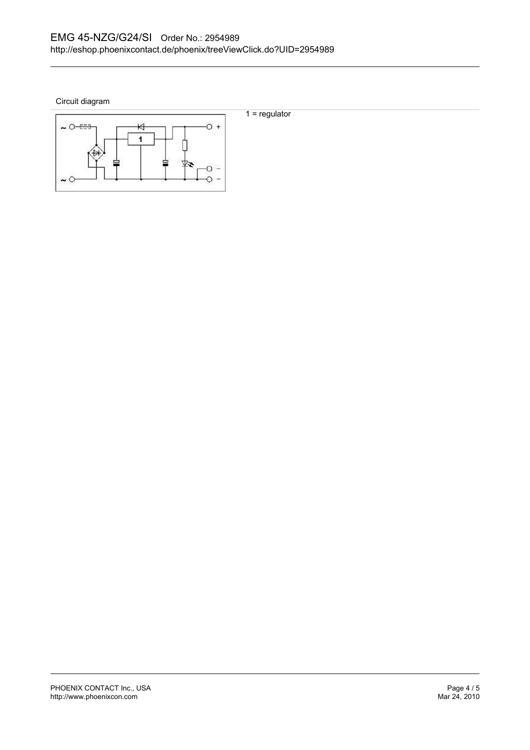Circuit diagram

1 = regulator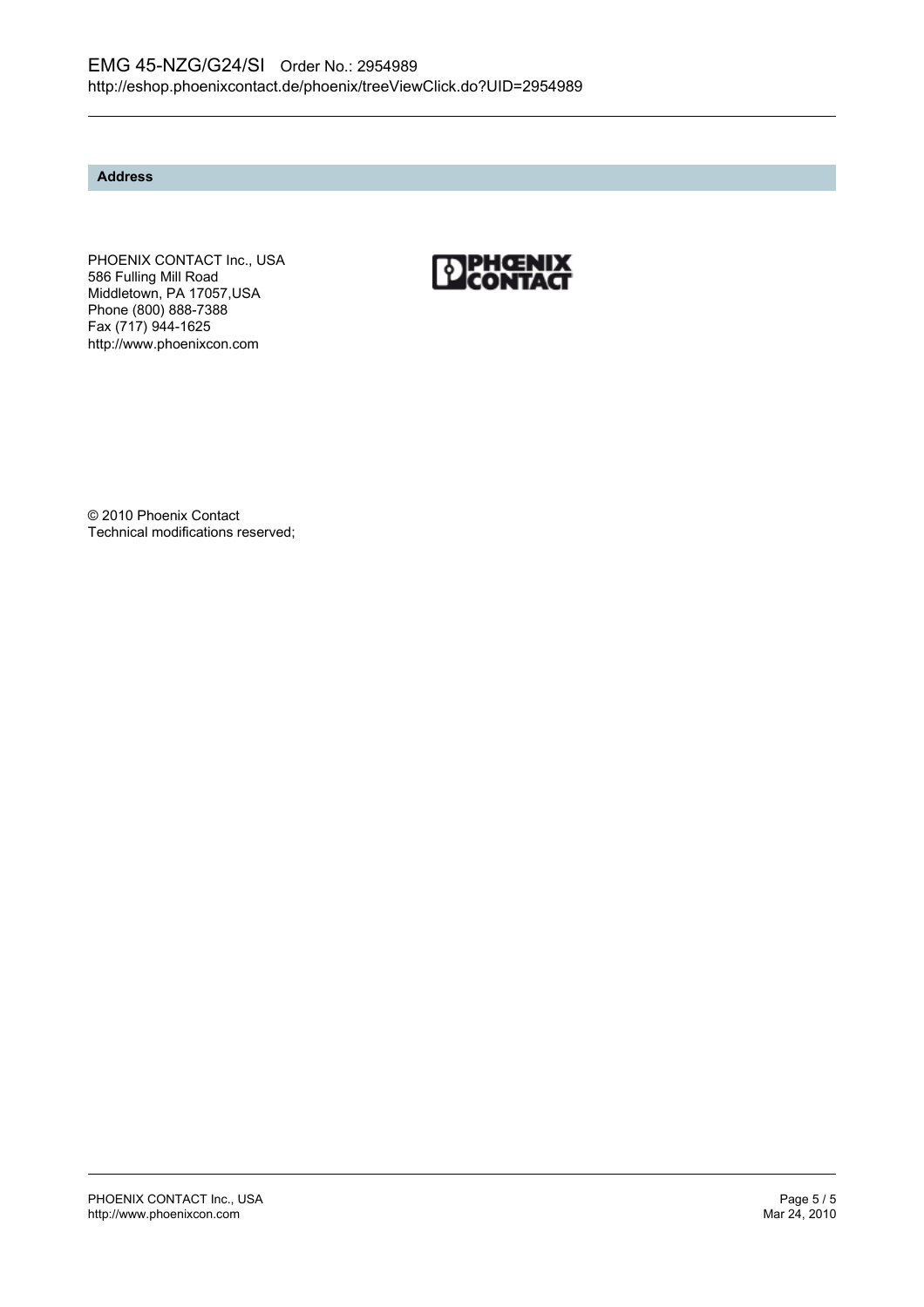## Address

PHOENIX CONTACT Inc., USA
586 Fulling Mill Road
Middletown, PA 17057,USA
Phone (800) 888-7388
Fax (717) 944-1625
http://www.phoenixcon.com

© 2010 Phoenix Contact
Technical modifications reserved;